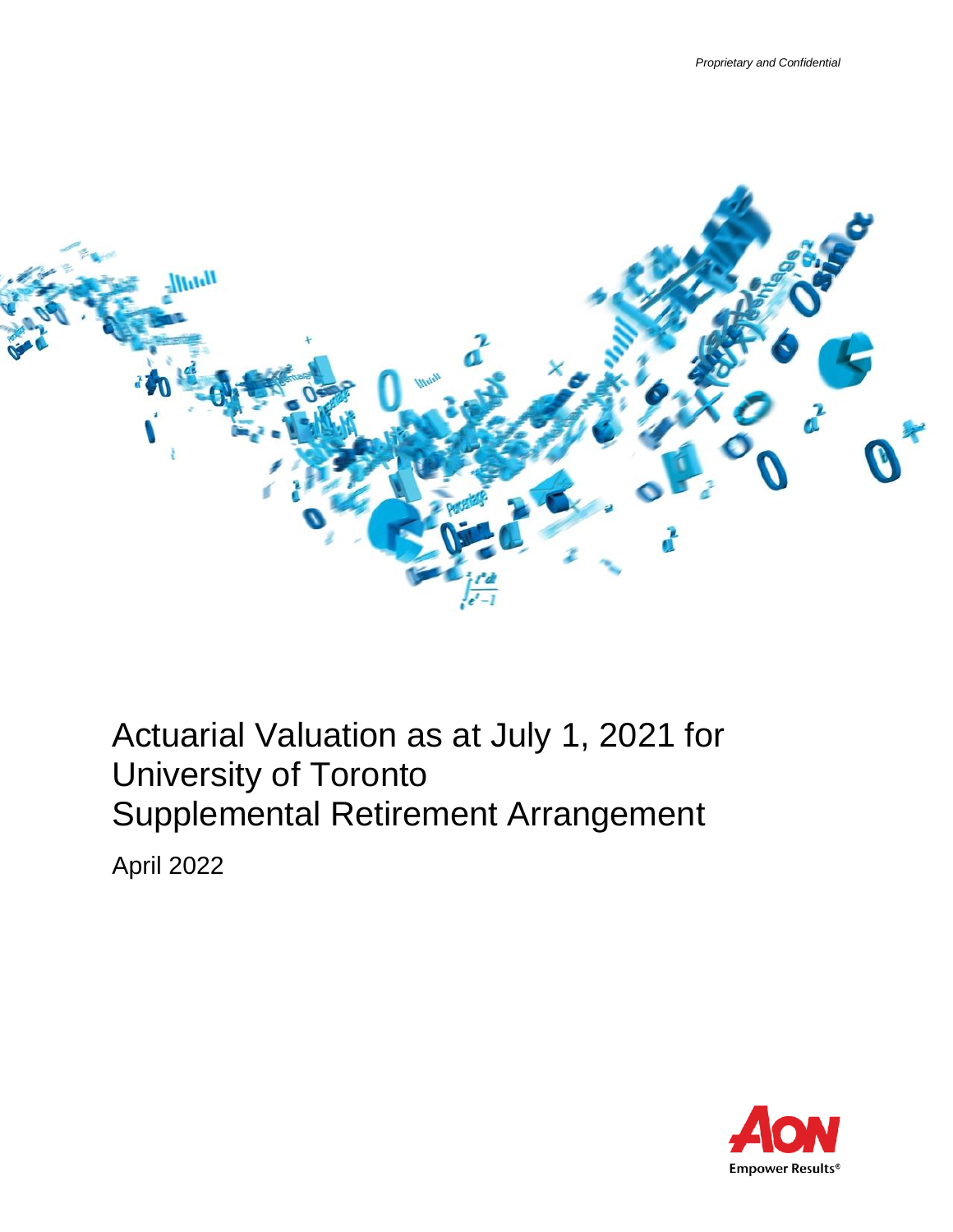*Proprietary and Confidential*

# Actuarial Valuation as at July 1, 2021 for University of Toronto Supplemental Retirement Arrangement

April 2022

Empower Results®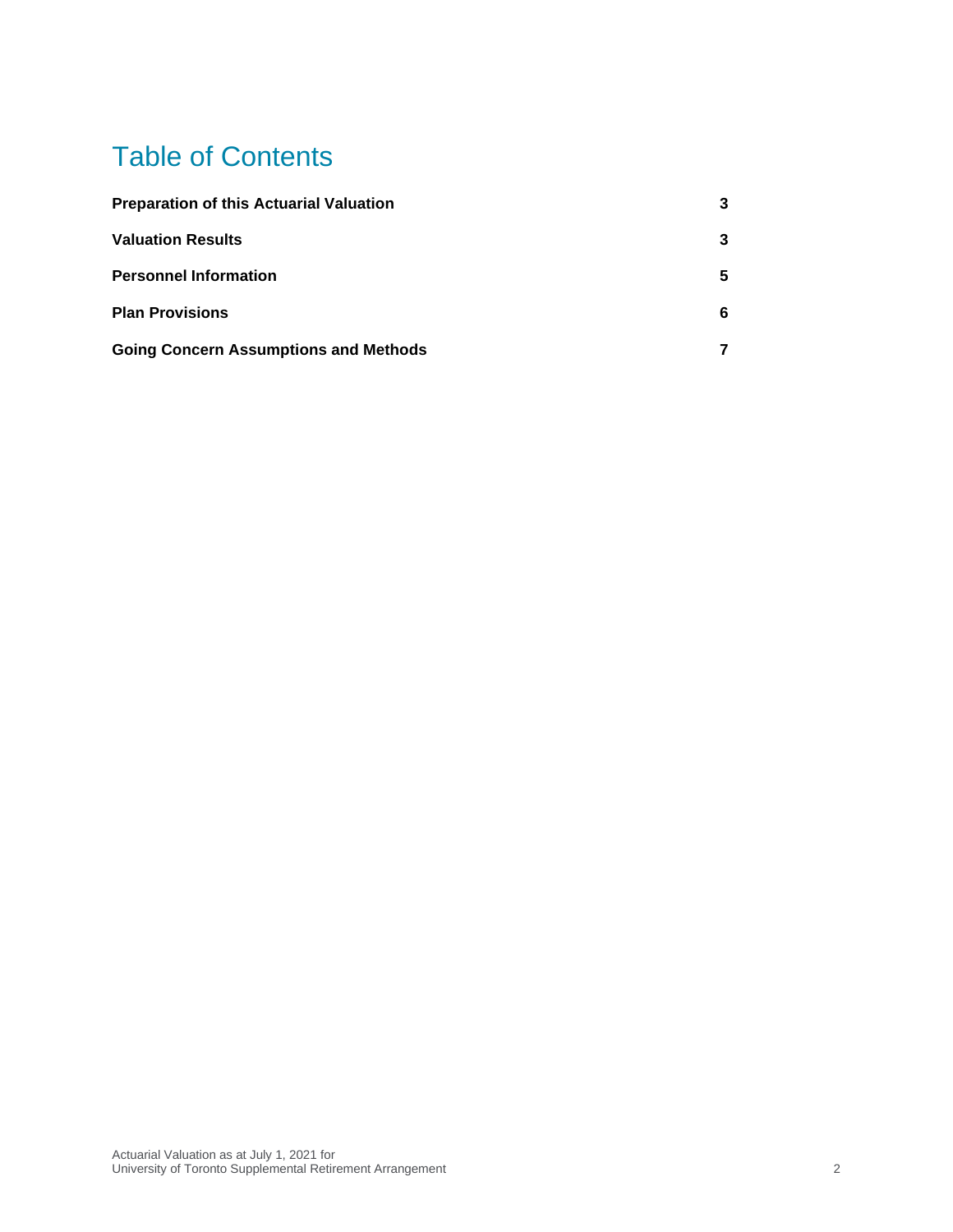# Table of Contents

| | |
|---|---|
| **Preparation of this Actuarial Valuation** | **3** |
| **Valuation Results** | **3** |
| **Personnel Information** | **5** |
| **Plan Provisions** | **6** |
| **Going Concern Assumptions and Methods** | **7** |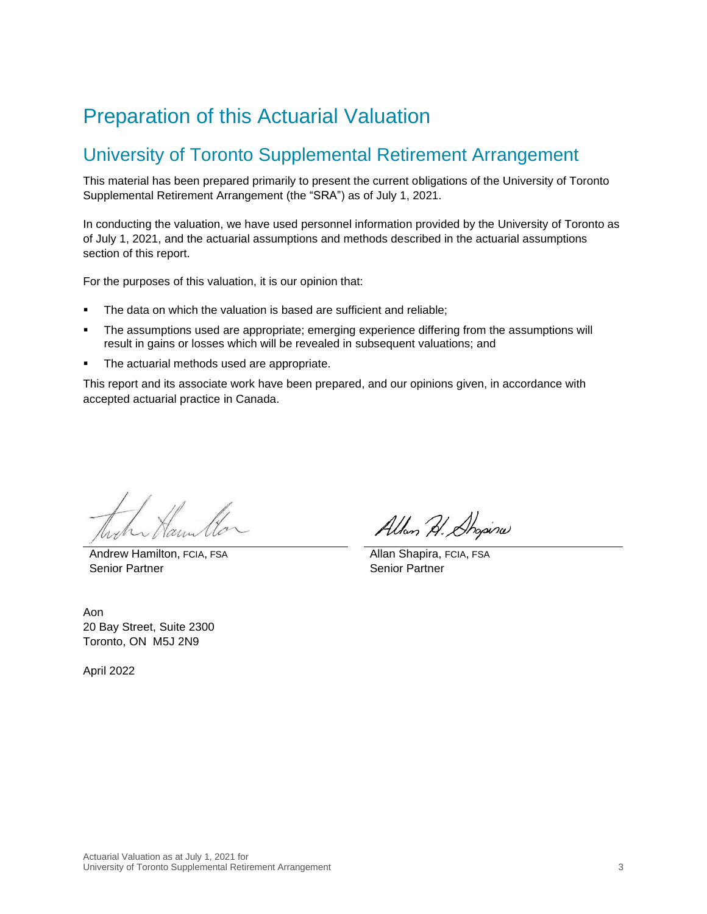# Preparation of this Actuarial Valuation

## University of Toronto Supplemental Retirement Arrangement

This material has been prepared primarily to present the current obligations of the University of Toronto Supplemental Retirement Arrangement (the "SRA") as of July 1, 2021.

In conducting the valuation, we have used personnel information provided by the University of Toronto as of July 1, 2021, and the actuarial assumptions and methods described in the actuarial assumptions section of this report.

For the purposes of this valuation, it is our opinion that:

- The data on which the valuation is based are sufficient and reliable;
- The assumptions used are appropriate; emerging experience differing from the assumptions will result in gains or losses which will be revealed in subsequent valuations; and
- The actuarial methods used are appropriate.

This report and its associate work have been prepared, and our opinions given, in accordance with accepted actuarial practice in Canada.

Andrew Hamilton, FCIA, FSA
Senior Partner

Allan Shapira, FCIA, FSA
Senior Partner

Aon
20 Bay Street, Suite 2300
Toronto, ON M5J 2N9

April 2022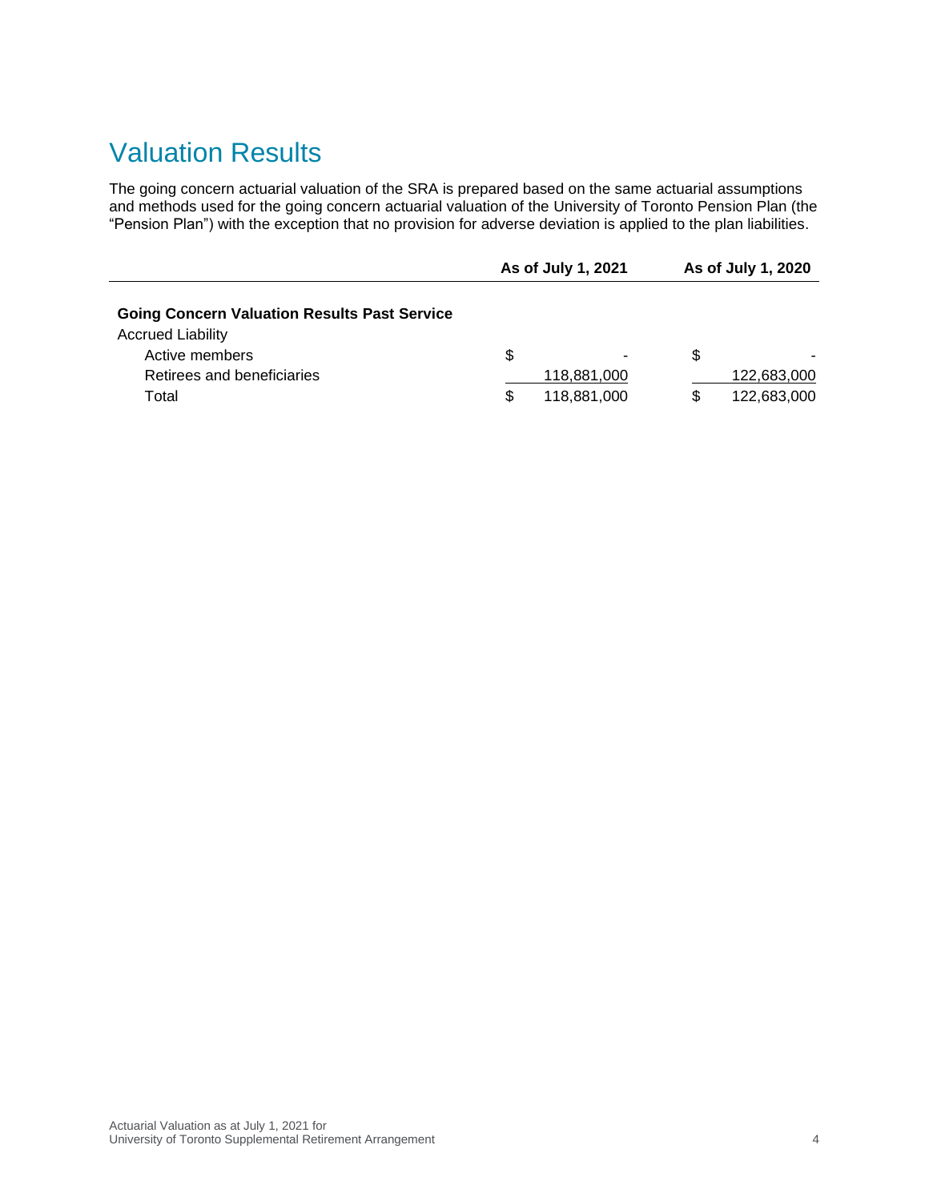# Valuation Results

The going concern actuarial valuation of the SRA is prepared based on the same actuarial assumptions and methods used for the going concern actuarial valuation of the University of Toronto Pension Plan (the "Pension Plan") with the exception that no provision for adverse deviation is applied to the plan liabilities.

| | As of July 1, 2021 | As of July 1, 2020 |
|---|---|---|
| **Going Concern Valuation Results Past Service** | | |
| Accrued Liability | | |
| Active members | $ - | $ - |
| Retirees and beneficiaries | 118,881,000 | 122,683,000 |
| Total | $ 118,881,000 | $ 122,683,000 |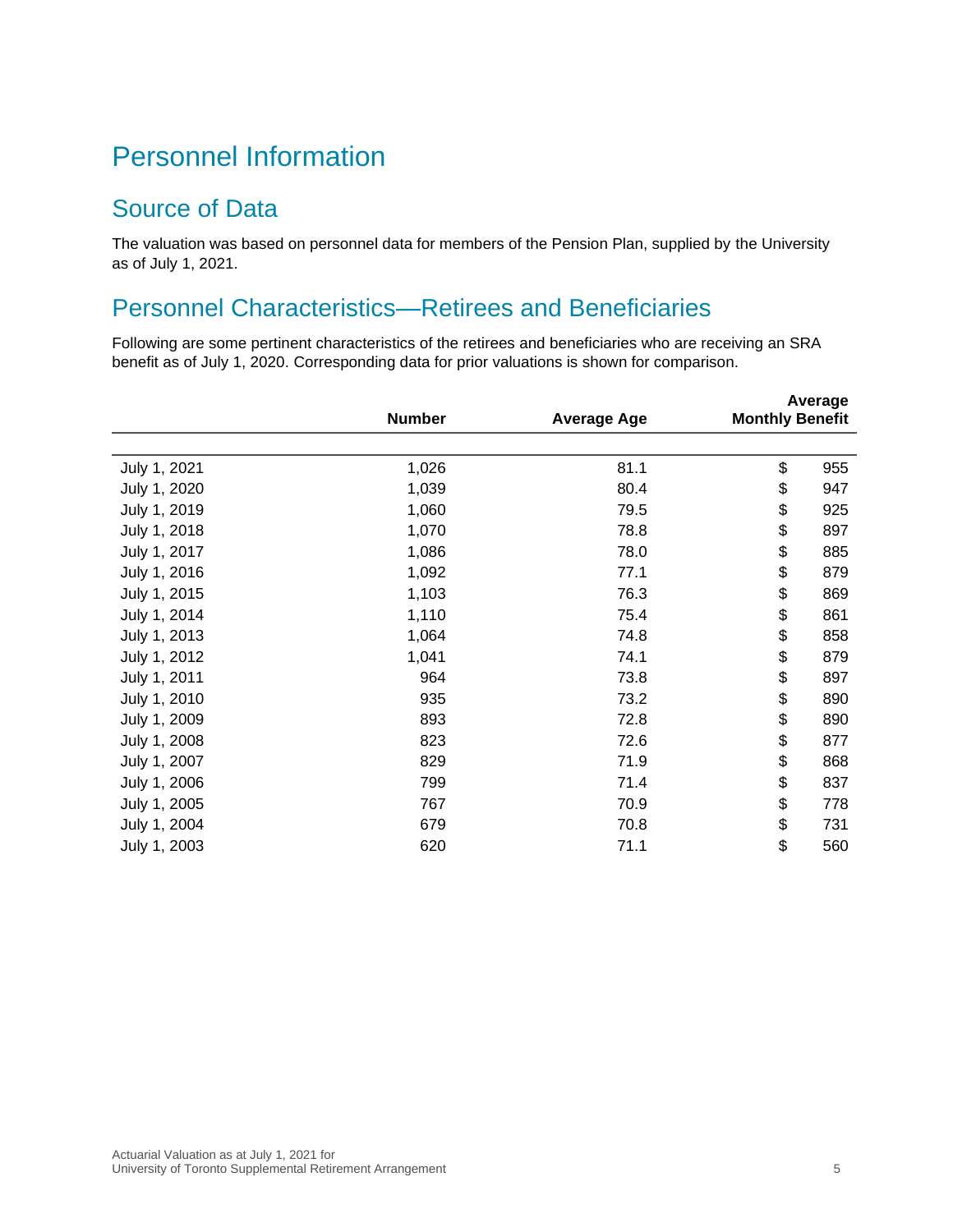# Personnel Information

## Source of Data

The valuation was based on personnel data for members of the Pension Plan, supplied by the University as of July 1, 2021.

## Personnel Characteristics—Retirees and Beneficiaries

Following are some pertinent characteristics of the retirees and beneficiaries who are receiving an SRA benefit as of July 1, 2020. Corresponding data for prior valuations is shown for comparison.

| | Number | Average Age | Average Monthly Benefit |
|---|---|---|---|
| July 1, 2021 | 1,026 | 81.1 | $ 955 |
| July 1, 2020 | 1,039 | 80.4 | $ 947 |
| July 1, 2019 | 1,060 | 79.5 | $ 925 |
| July 1, 2018 | 1,070 | 78.8 | $ 897 |
| July 1, 2017 | 1,086 | 78.0 | $ 885 |
| July 1, 2016 | 1,092 | 77.1 | $ 879 |
| July 1, 2015 | 1,103 | 76.3 | $ 869 |
| July 1, 2014 | 1,110 | 75.4 | $ 861 |
| July 1, 2013 | 1,064 | 74.8 | $ 858 |
| July 1, 2012 | 1,041 | 74.1 | $ 879 |
| July 1, 2011 | 964 | 73.8 | $ 897 |
| July 1, 2010 | 935 | 73.2 | $ 890 |
| July 1, 2009 | 893 | 72.8 | $ 890 |
| July 1, 2008 | 823 | 72.6 | $ 877 |
| July 1, 2007 | 829 | 71.9 | $ 868 |
| July 1, 2006 | 799 | 71.4 | $ 837 |
| July 1, 2005 | 767 | 70.9 | $ 778 |
| July 1, 2004 | 679 | 70.8 | $ 731 |
| July 1, 2003 | 620 | 71.1 | $ 560 |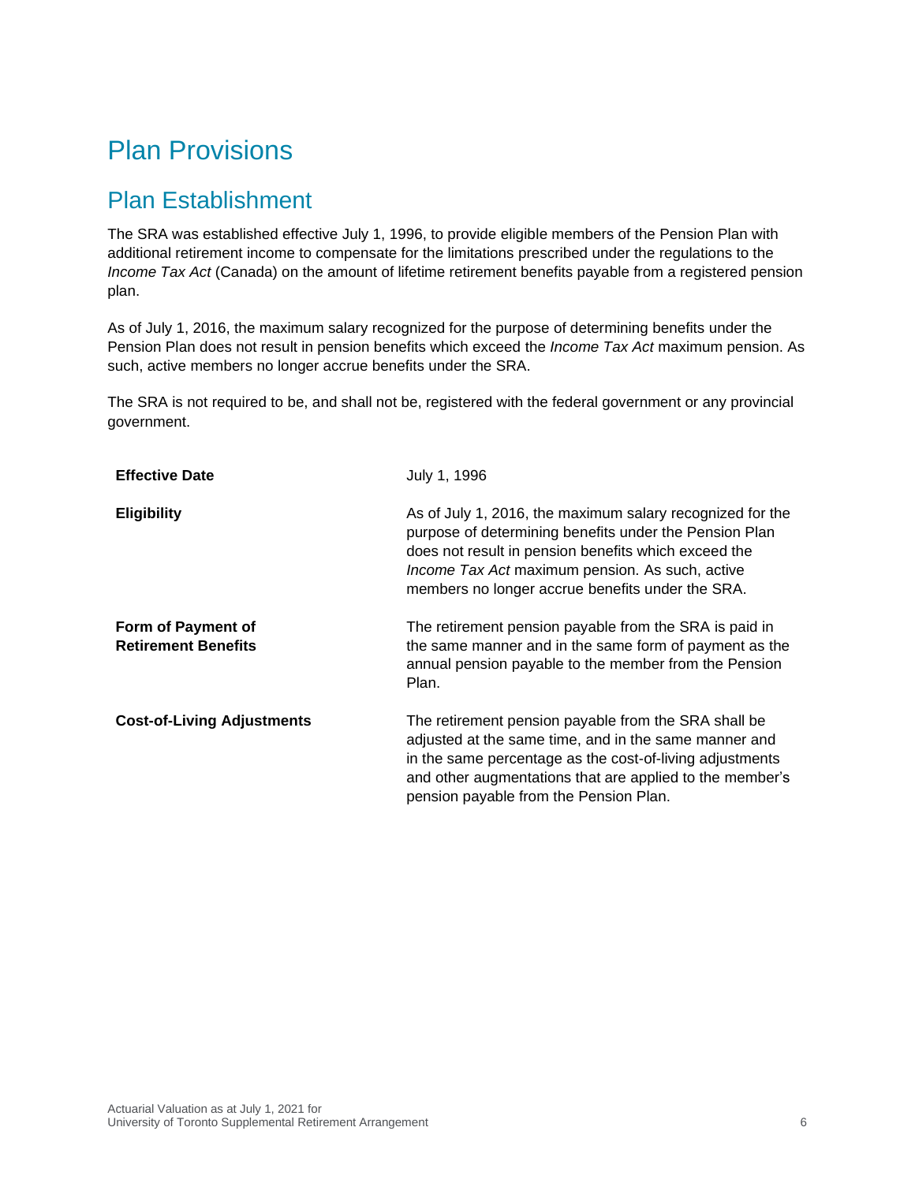# Plan Provisions

## Plan Establishment

The SRA was established effective July 1, 1996, to provide eligible members of the Pension Plan with additional retirement income to compensate for the limitations prescribed under the regulations to the *Income Tax Act* (Canada) on the amount of lifetime retirement benefits payable from a registered pension plan.

As of July 1, 2016, the maximum salary recognized for the purpose of determining benefits under the Pension Plan does not result in pension benefits which exceed the *Income Tax Act* maximum pension. As such, active members no longer accrue benefits under the SRA.

The SRA is not required to be, and shall not be, registered with the federal government or any provincial government.

| | |
|---|---|
| **Effective Date** | July 1, 1996 |
| **Eligibility** | As of July 1, 2016, the maximum salary recognized for the purpose of determining benefits under the Pension Plan does not result in pension benefits which exceed the *Income Tax Act* maximum pension. As such, active members no longer accrue benefits under the SRA. |
| **Form of Payment of Retirement Benefits** | The retirement pension payable from the SRA is paid in the same manner and in the same form of payment as the annual pension payable to the member from the Pension Plan. |
| **Cost-of-Living Adjustments** | The retirement pension payable from the SRA shall be adjusted at the same time, and in the same manner and in the same percentage as the cost-of-living adjustments and other augmentations that are applied to the member's pension payable from the Pension Plan. |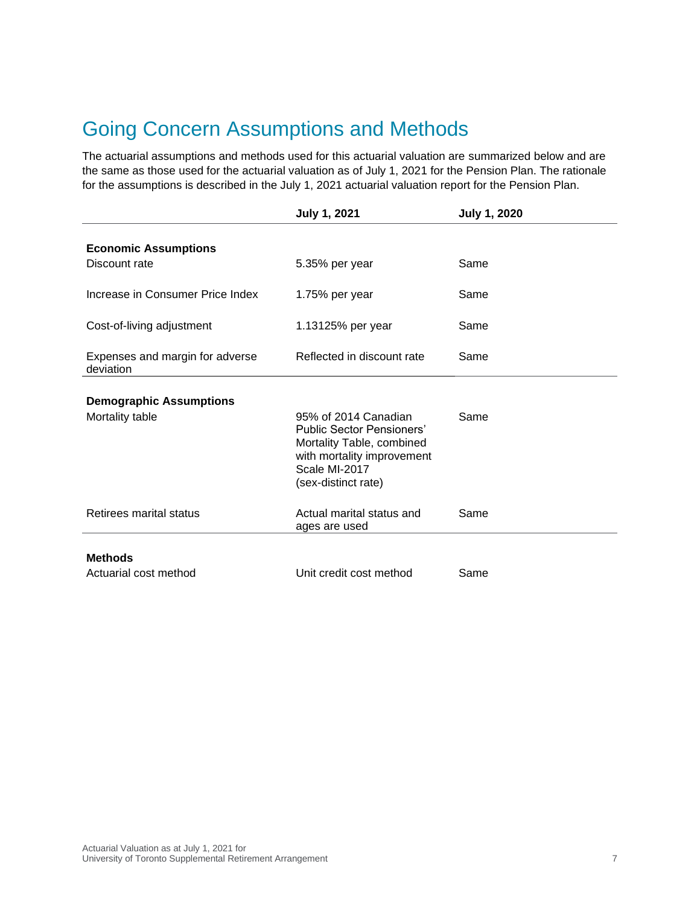# Going Concern Assumptions and Methods

The actuarial assumptions and methods used for this actuarial valuation are summarized below and are the same as those used for the actuarial valuation as of July 1, 2021 for the Pension Plan. The rationale for the assumptions is described in the July 1, 2021 actuarial valuation report for the Pension Plan.

| | July 1, 2021 | July 1, 2020 |
|---|---|---|
| **Economic Assumptions** | | |
| Discount rate | 5.35% per year | Same |
| Increase in Consumer Price Index | 1.75% per year | Same |
| Cost-of-living adjustment | 1.13125% per year | Same |
| Expenses and margin for adverse deviation | Reflected in discount rate | Same |
| **Demographic Assumptions** | | |
| Mortality table | 95% of 2014 Canadian Public Sector Pensioners' Mortality Table, combined with mortality improvement Scale MI-2017 (sex-distinct rate) | Same |
| Retirees marital status | Actual marital status and ages are used | Same |
| **Methods** | | |
| Actuarial cost method | Unit credit cost method | Same |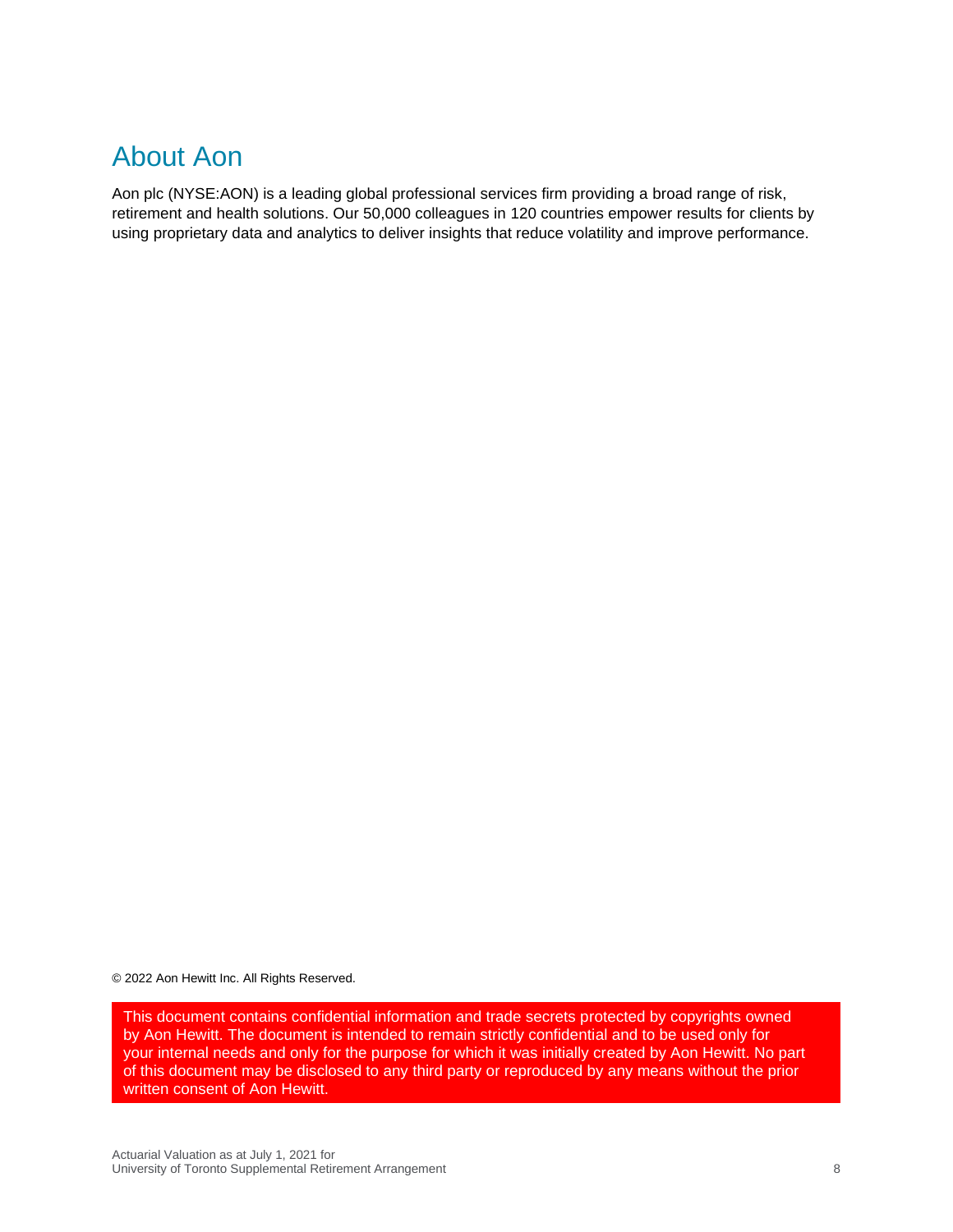# About Aon

Aon plc (NYSE:AON) is a leading global professional services firm providing a broad range of risk, retirement and health solutions. Our 50,000 colleagues in 120 countries empower results for clients by using proprietary data and analytics to deliver insights that reduce volatility and improve performance.

© 2022 Aon Hewitt Inc. All Rights Reserved.

This document contains confidential information and trade secrets protected by copyrights owned by Aon Hewitt. The document is intended to remain strictly confidential and to be used only for your internal needs and only for the purpose for which it was initially created by Aon Hewitt. No part of this document may be disclosed to any third party or reproduced by any means without the prior written consent of Aon Hewitt.